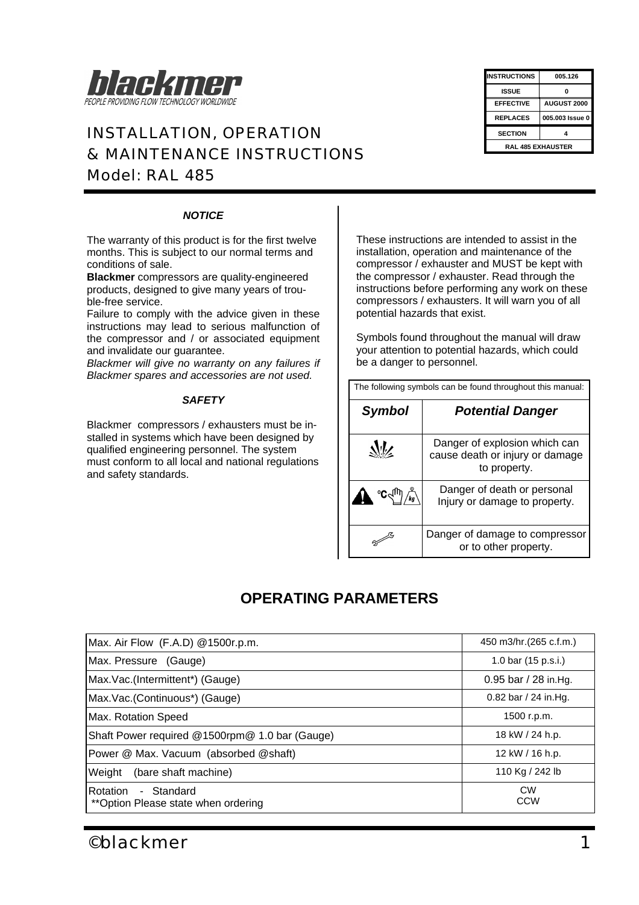blackmer

PEOPLE PROVIDING FLOW TECHNOLOGY WORLDWIDE

# INSTALLATION, OPERATION & MAINTENANCE INSTRUCTIONS
## Model: RAL 485

| INSTRUCTIONS | 005.126 |
|---|---|
| ISSUE | 0 |
| EFFECTIVE | AUGUST 2000 |
| REPLACES | 005.003 Issue 0 |
| SECTION | 4 |
| RAL 485 EXHAUSTER | |

### *NOTICE*

The warranty of this product is for the first twelve months. This is subject to our normal terms and conditions of sale.

**Blackmer** compressors are quality-engineered products, designed to give many years of trouble-free service.

Failure to comply with the advice given in these instructions may lead to serious malfunction of the compressor and / or associated equipment and invalidate our guarantee.

*Blackmer will give no warranty on any failures if Blackmer spares and accessories are not used.*

### *SAFETY*

Blackmer compressors / exhausters must be installed in systems which have been designed by qualified engineering personnel. The system must conform to all local and national regulations and safety standards.

These instructions are intended to assist in the installation, operation and maintenance of the compressor / exhauster and MUST be kept with the compressor / exhauster. Read through the instructions before performing any work on these compressors / exhausters. It will warn you of all potential hazards that exist.

Symbols found throughout the manual will draw your attention to potential hazards, which could be a danger to personnel.

The following symbols can be found throughout this manual:

| *Symbol* | *Potential Danger* |
|---|---|
| (explosion symbol) | Danger of explosion which can cause death or injury or damage to property. |
| (warning, °C, hand, kg symbols) | Danger of death or personal Injury or damage to property. |
| (wrench symbol) | Danger of damage to compressor or to other property. |

## OPERATING PARAMETERS

| Parameter | Value |
|---|---|
| Max. Air Flow (F.A.D) @1500r.p.m. | 450 m3/hr.(265 c.f.m.) |
| Max. Pressure (Gauge) | 1.0 bar (15 p.s.i.) |
| Max.Vac.(Intermittent*) (Gauge) | 0.95 bar / 28 in.Hg. |
| Max.Vac.(Continuous*) (Gauge) | 0.82 bar / 24 in.Hg. |
| Max. Rotation Speed | 1500 r.p.m. |
| Shaft Power required @1500rpm@ 1.0 bar (Gauge) | 18 kW / 24 h.p. |
| Power @ Max. Vacuum (absorbed @shaft) | 12 kW / 16 h.p. |
| Weight (bare shaft machine) | 110 Kg / 242 lb |
| Rotation - Standard<br>**Option Please state when ordering | CW<br>CCW |

©blackmer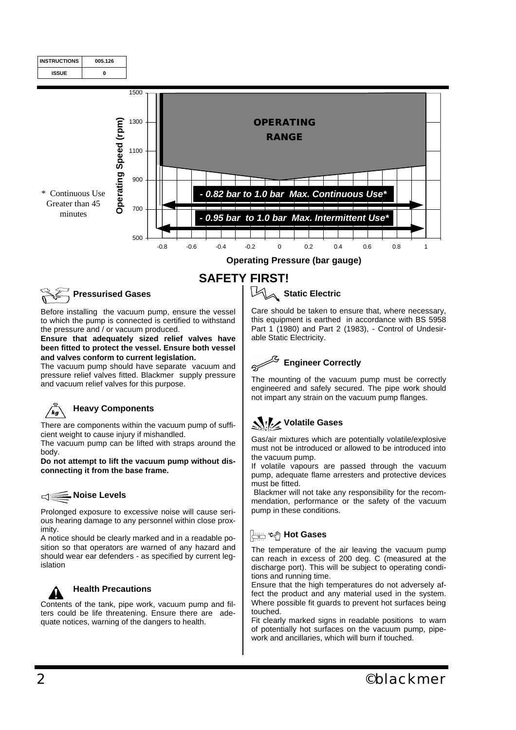| INSTRUCTIONS | 005.126 |
| --- | --- |
| ISSUE | 0 |

**OPERATING RANGE**

Operating Speed (rpm): 500, 700, 900, 1100, 1300, 1500

Operating Pressure (bar gauge): -0.8, -0.6, -0.4, -0.2, 0, 0.2, 0.4, 0.6, 0.8, 1

*- 0.82 bar to 1.0 bar Max. Continuous Use**

*- 0.95 bar to 1.0 bar Max. Intermittent Use**

\* Continuous Use Greater than 45 minutes

# SAFETY FIRST!

## Pressurised Gases

Before installing the vacuum pump, ensure the vessel to which the pump is connected is certified to withstand the pressure and / or vacuum produced.

**Ensure that adequately sized relief valves have been fitted to protect the vessel. Ensure both vessel and valves conform to current legislation.**

The vacuum pump should have separate vacuum and pressure relief valves fitted. Blackmer supply pressure and vacuum relief valves for this purpose.

## Heavy Components

There are components within the vacuum pump of sufficient weight to cause injury if mishandled.

The vacuum pump can be lifted with straps around the body.

**Do not attempt to lift the vacuum pump without disconnecting it from the base frame.**

## Noise Levels

Prolonged exposure to excessive noise will cause serious hearing damage to any personnel within close proximity.

A notice should be clearly marked and in a readable position so that operators are warned of any hazard and should wear ear defenders - as specified by current legislation

## Health Precautions

Contents of the tank, pipe work, vacuum pump and filters could be life threatening. Ensure there are adequate notices, warning of the dangers to health.

## Static Electric

Care should be taken to ensure that, where necessary, this equipment is earthed in accordance with BS 5958 Part 1 (1980) and Part 2 (1983), - Control of Undesirable Static Electricity.

## Engineer Correctly

The mounting of the vacuum pump must be correctly engineered and safely secured. The pipe work should not impart any strain on the vacuum pump flanges.

## Volatile Gases

Gas/air mixtures which are potentially volatile/explosive must not be introduced or allowed to be introduced into the vacuum pump.

If volatile vapours are passed through the vacuum pump, adequate flame arresters and protective devices must be fitted.

Blackmer will not take any responsibility for the recommendation, performance or the safety of the vacuum pump in these conditions.

## Hot Gases

The temperature of the air leaving the vacuum pump can reach in excess of 200 deg. C (measured at the discharge port). This will be subject to operating conditions and running time.

Ensure that the high temperatures do not adversely affect the product and any material used in the system. Where possible fit guards to prevent hot surfaces being touched.

Fit clearly marked signs in readable positions to warn of potentially hot surfaces on the vacuum pump, pipework and ancillaries, which will burn if touched.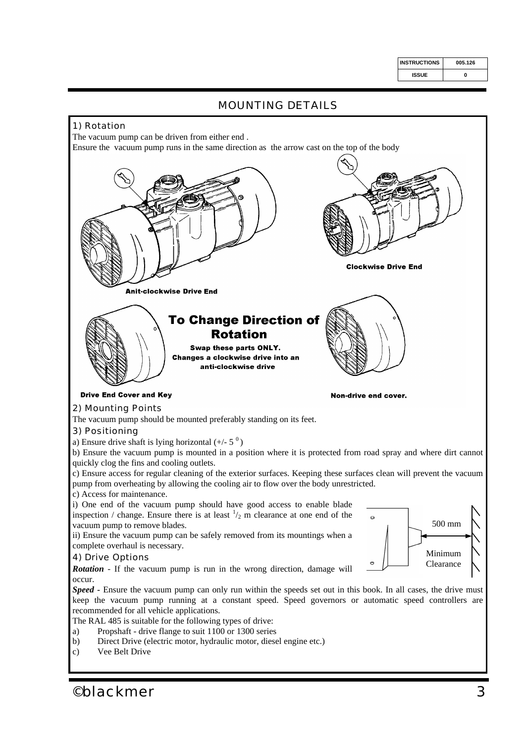## MOUNTING DETAILS

### 1) Rotation

The vacuum pump can be driven from either end .

Ensure the vacuum pump runs in the same direction as the arrow cast on the top of the body

**Anit-clockwise Drive End**

**Clockwise Drive End**

**To Change Direction of Rotation**

**Swap these parts ONLY. Changes a clockwise drive into an anti-clockwise drive**

**Drive End Cover and Key**

**Non-drive end cover.**

### 2) Mounting Points

The vacuum pump should be mounted preferably standing on its feet.

### 3) Positioning

a) Ensure drive shaft is lying horizontal (+/- 5 $^{0}$)

b) Ensure the vacuum pump is mounted in a position where it is protected from road spray and where dirt cannot quickly clog the fins and cooling outlets.

c) Ensure access for regular cleaning of the exterior surfaces. Keeping these surfaces clean will prevent the vacuum pump from overheating by allowing the cooling air to flow over the body unrestricted.

c) Access for maintenance.

i) One end of the vacuum pump should have good access to enable blade inspection / change. Ensure there is at least $^{1}/_{2}$ m clearance at one end of the vacuum pump to remove blades.

ii) Ensure the vacuum pump can be safely removed from its mountings when a complete overhaul is necessary.

500 mm Minimum Clearance

### 4) Drive Options

***Rotation*** - If the vacuum pump is run in the wrong direction, damage will occur.

***Speed*** - Ensure the vacuum pump can only run within the speeds set out in this book. In all cases, the drive must keep the vacuum pump running at a constant speed. Speed governors or automatic speed controllers are recommended for all vehicle applications.

The RAL 485 is suitable for the following types of drive:

a) Propshaft - drive flange to suit 1100 or 1300 series
b) Direct Drive (electric motor, hydraulic motor, diesel engine etc.)
c) Vee Belt Drive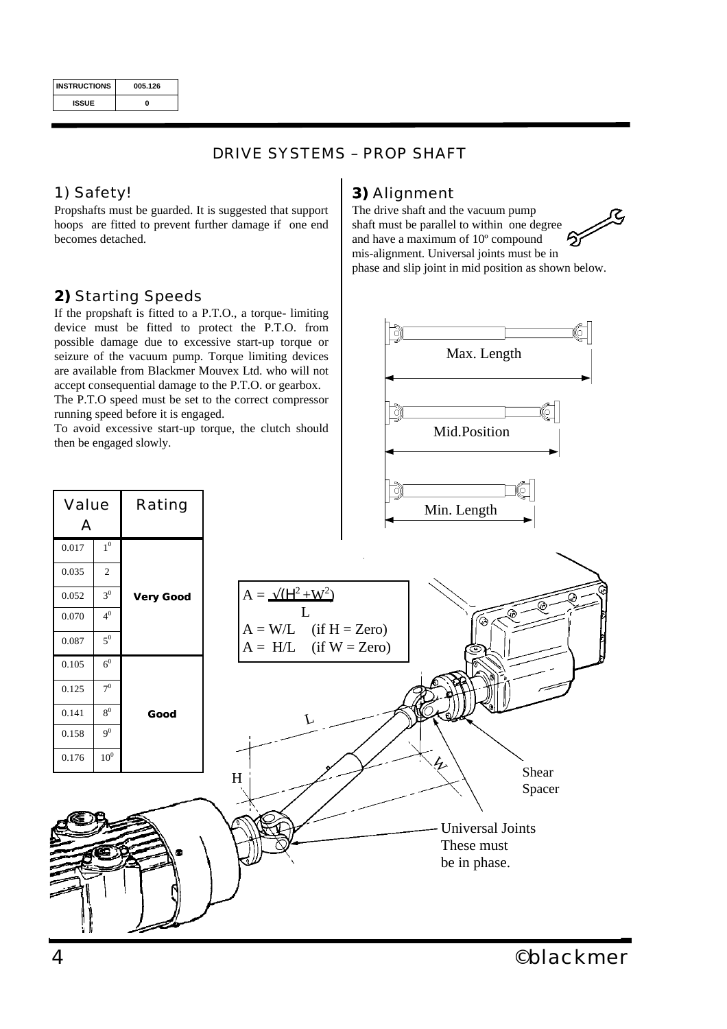| INSTRUCTIONS | 005.126 |
|---|---|
| ISSUE | 0 |

# DRIVE SYSTEMS – PROP SHAFT

## 1) Safety!

Propshafts must be guarded. It is suggested that support hoops are fitted to prevent further damage if one end becomes detached.

## 2) Starting Speeds

If the propshaft is fitted to a P.T.O., a torque- limiting device must be fitted to protect the P.T.O. from possible damage due to excessive start-up torque or seizure of the vacuum pump. Torque limiting devices are available from Blackmer Mouvex Ltd. who will not accept consequential damage to the P.T.O. or gearbox.

The P.T.O speed must be set to the correct compressor running speed before it is engaged.

To avoid excessive start-up torque, the clutch should then be engaged slowly.

## 3) Alignment

The drive shaft and the vacuum pump shaft must be parallel to within one degree and have a maximum of 10º compound mis-alignment. Universal joints must be in phase and slip joint in mid position as shown below.

Max. Length

Mid.Position

Min. Length

| Value A | | Rating |
|---|---|---|
| 0.017 | $1^0$ | Very Good |
| 0.035 | 2 | |
| 0.052 | $3^0$ | |
| 0.070 | $4^0$ | |
| 0.087 | $5^0$ | |
| 0.105 | $6^0$ | Good |
| 0.125 | $7^0$ | |
| 0.141 | $8^0$ | |
| 0.158 | $9^0$ | |
| 0.176 | $10^0$ | |

$$A = \frac{\sqrt{(H^2 + W^2)}}{L}$$

$A = W/L$ (if $H$ = Zero)

$A = H/L$ (if $W$ = Zero)

L

H

W

Shear Spacer

Universal Joints These must be in phase.

©blackmer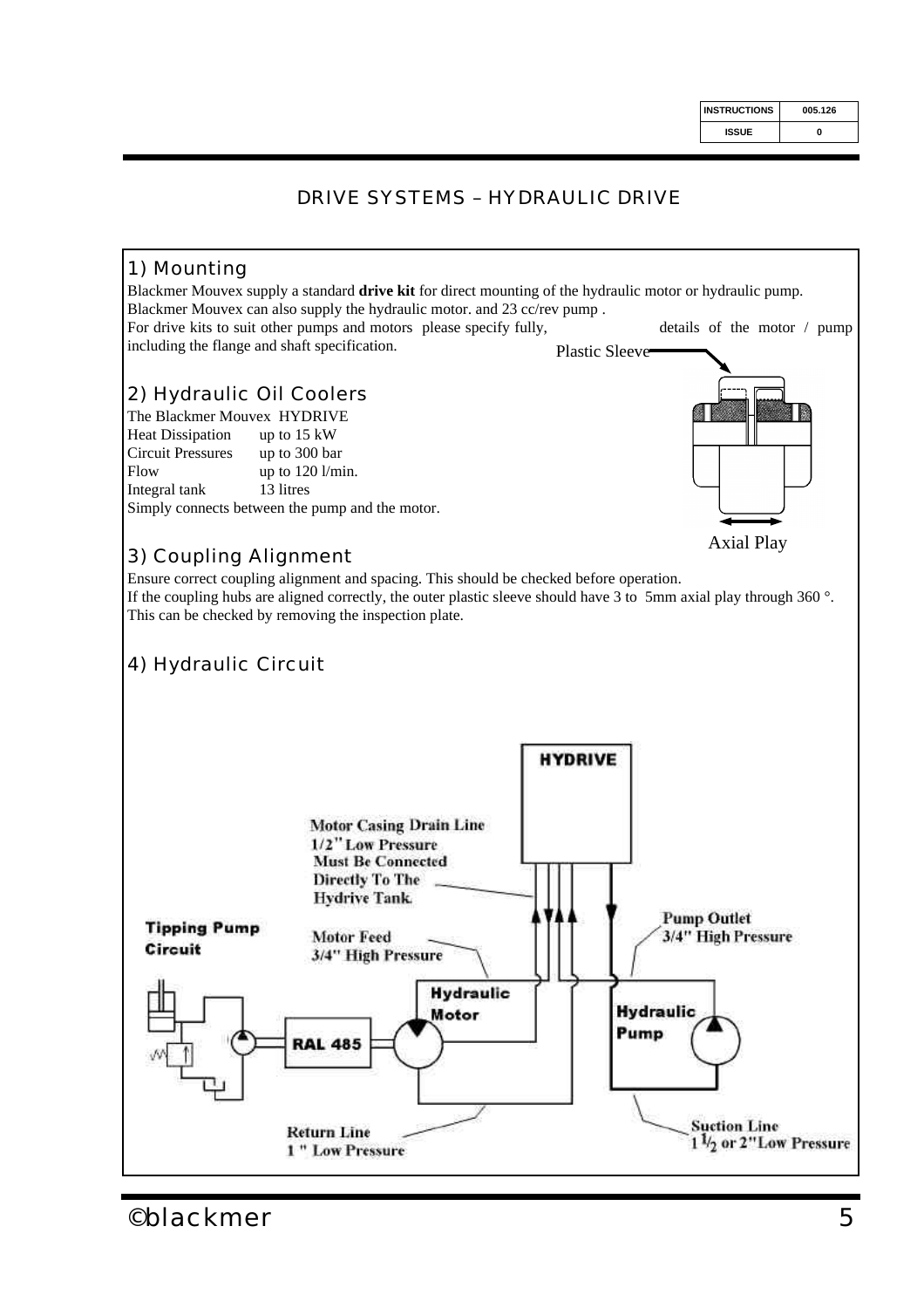# DRIVE SYSTEMS – HYDRAULIC DRIVE

## 1) Mounting

Blackmer Mouvex supply a standard **drive kit** for direct mounting of the hydraulic motor or hydraulic pump.
Blackmer Mouvex can also supply the hydraulic motor. and 23 cc/rev pump .
For drive kits to suit other pumps and motors please specify fully, details of the motor / pump including the flange and shaft specification.

Plastic Sleeve

Axial Play

## 2) Hydraulic Oil Coolers

The Blackmer Mouvex HYDRIVE

| | |
|---|---|
| Heat Dissipation | up to 15 kW |
| Circuit Pressures | up to 300 bar |
| Flow | up to 120 l/min. |
| Integral tank | 13 litres |

Simply connects between the pump and the motor.

## 3) Coupling Alignment

Ensure correct coupling alignment and spacing. This should be checked before operation.
If the coupling hubs are aligned correctly, the outer plastic sleeve should have 3 to 5mm axial play through 360 °.
This can be checked by removing the inspection plate.

## 4) Hydraulic Circuit

HYDRIVE

Motor Casing Drain Line 1/2" Low Pressure Must Be Connected Directly To The Hydrive Tank.

Tipping Pump Circuit

Motor Feed 3/4" High Pressure

Pump Outlet 3/4" High Pressure

Hydraulic Motor

Hydraulic Pump

RAL 485

Return Line 1 " Low Pressure

Suction Line 1 1/2 or 2" Low Pressure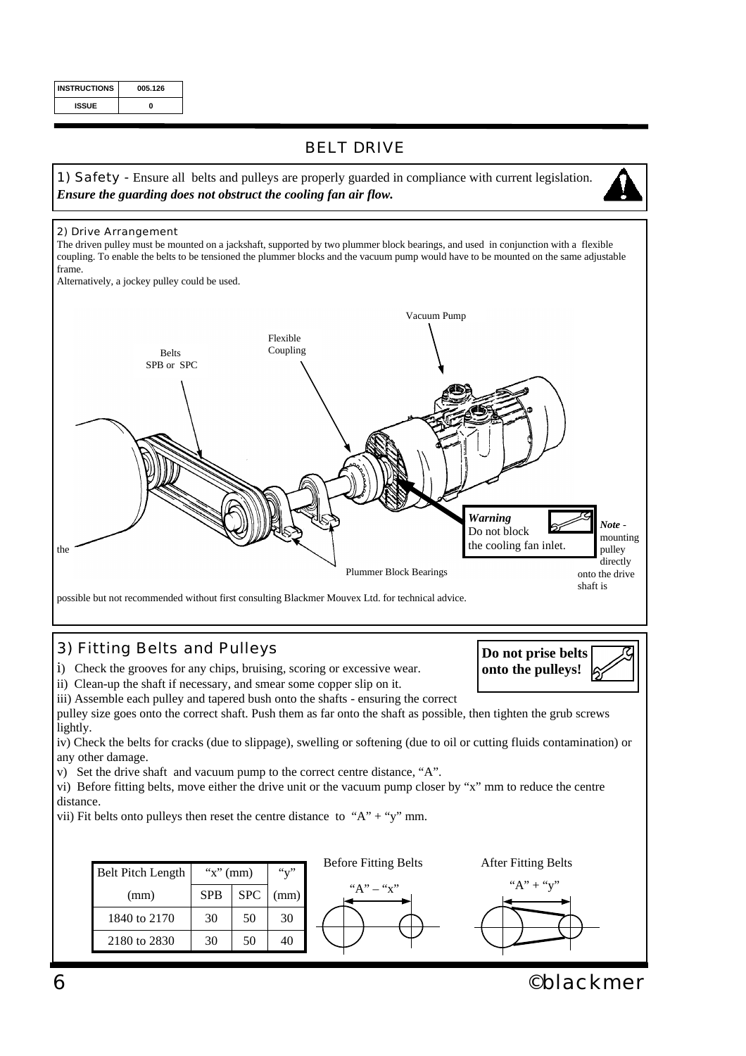| INSTRUCTIONS | 005.126 |
|---|---|
| ISSUE | 0 |

# BELT DRIVE

**1) Safety** - Ensure all belts and pulleys are properly guarded in compliance with current legislation. ***Ensure the guarding does not obstruct the cooling fan air flow.***

## 2) Drive Arrangement

The driven pulley must be mounted on a jackshaft, supported by two plummer block bearings, and used in conjunction with a flexible coupling. To enable the belts to be tensioned the plummer blocks and the vacuum pump would have to be mounted on the same adjustable frame.
Alternatively, a jockey pulley could be used.

Vacuum Pump

Flexible Coupling

Belts SPB or SPC

***Warning*** Do not block the cooling fan inlet.

Plummer Block Bearings

***Note*** - mounting the pulley directly onto the drive shaft is possible but not recommended without first consulting Blackmer Mouvex Ltd. for technical advice.

## 3) Fitting Belts and Pulleys

**Do not prise belts onto the pulleys!**

i) Check the grooves for any chips, bruising, scoring or excessive wear.
ii) Clean-up the shaft if necessary, and smear some copper slip on it.
iii) Assemble each pulley and tapered bush onto the shafts - ensuring the correct pulley size goes onto the correct shaft. Push them as far onto the shaft as possible, then tighten the grub screws lightly.
iv) Check the belts for cracks (due to slippage), swelling or softening (due to oil or cutting fluids contamination) or any other damage.
v) Set the drive shaft and vacuum pump to the correct centre distance, "A".
vi) Before fitting belts, move either the drive unit or the vacuum pump closer by "x" mm to reduce the centre distance.
vii) Fit belts onto pulleys then reset the centre distance to "A" + "y" mm.

| Belt Pitch Length (mm) | "x" (mm) | | "y" (mm) |
|---|---|---|---|
| | SPB | SPC | |
| 1840 to 2170 | 30 | 50 | 30 |
| 2180 to 2830 | 30 | 50 | 40 |

Before Fitting Belts: "A" – "x"

After Fitting Belts: "A" + "y"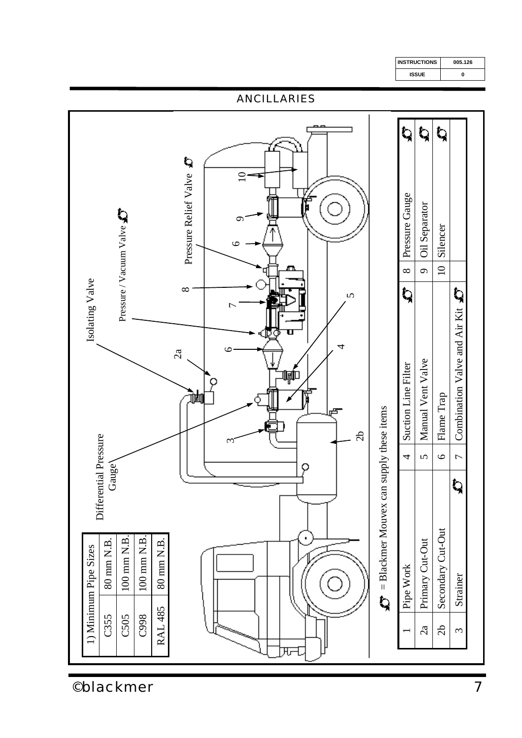## ANCILLARIES

| 1) Minimum Pipe Sizes | |
|---|---|
| C355 | 80 mm N.B. |
| C505 | 100 mm N.B. |
| C998 | 100 mm N.B. |
| RAL 485 | 80 mm N.B. |

Differential Pressure Gauge

Isolating Valve

Pressure / Vacuum Valve

Pressure Relief Valve

= Blackmer Mouvex can supply these items

| | | | | | | | |
|---|---|---|---|---|---|---|---|
| 1 | Pipe Work | 4 | Suction Line Filter | 8 | Pressure Gauge | | ✓ |
| 2a | Primary Cut-Out | 5 | Manual Vent Valve | 9 | Oil Separator | | ✓ |
| 2b | Secondary Cut-Out ✓ | 6 | Flame Trap | 10 | Silencer | | ✓ |
| 3 | Strainer | 7 | Combination Valve and Air Kit ✓ | | | | |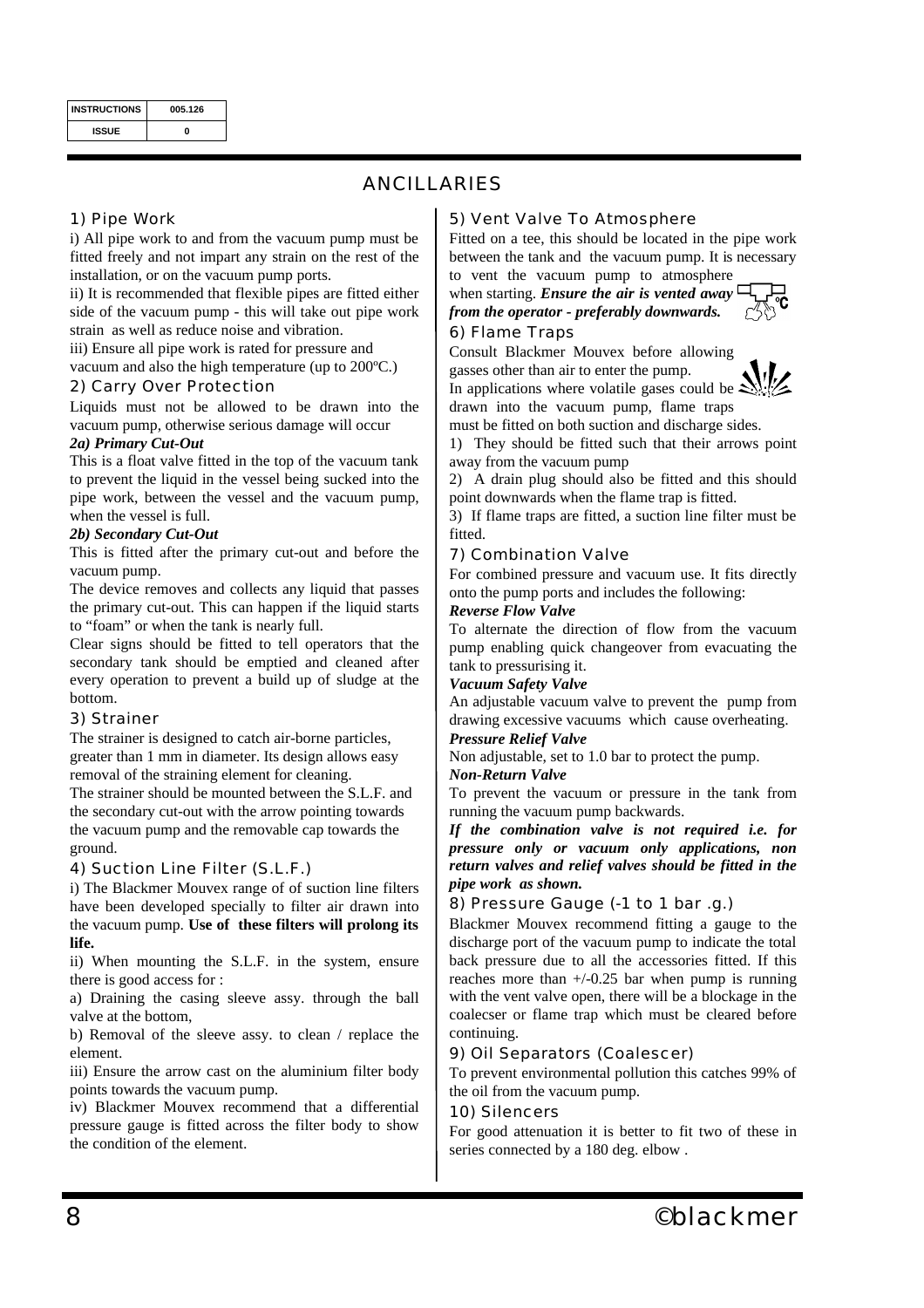| INSTRUCTIONS | 005.126 |
| --- | --- |
| ISSUE | 0 |

# ANCILLARIES

## 1) Pipe Work

i) All pipe work to and from the vacuum pump must be fitted freely and not impart any strain on the rest of the installation, or on the vacuum pump ports.

ii) It is recommended that flexible pipes are fitted either side of the vacuum pump - this will take out pipe work strain as well as reduce noise and vibration.

iii) Ensure all pipe work is rated for pressure and vacuum and also the high temperature (up to 200ºC.)

## 2) Carry Over Protection

Liquids must not be allowed to be drawn into the vacuum pump, otherwise serious damage will occur

***2a) Primary Cut-Out***

This is a float valve fitted in the top of the vacuum tank to prevent the liquid in the vessel being sucked into the pipe work, between the vessel and the vacuum pump, when the vessel is full.

***2b) Secondary Cut-Out***

This is fitted after the primary cut-out and before the vacuum pump.

The device removes and collects any liquid that passes the primary cut-out. This can happen if the liquid starts to "foam" or when the tank is nearly full.

Clear signs should be fitted to tell operators that the secondary tank should be emptied and cleaned after every operation to prevent a build up of sludge at the bottom.

## 3) Strainer

The strainer is designed to catch air-borne particles, greater than 1 mm in diameter. Its design allows easy removal of the straining element for cleaning.

The strainer should be mounted between the S.L.F. and the secondary cut-out with the arrow pointing towards the vacuum pump and the removable cap towards the ground.

## 4) Suction Line Filter (S.L.F.)

i) The Blackmer Mouvex range of of suction line filters have been developed specially to filter air drawn into the vacuum pump. **Use of these filters will prolong its life.**

ii) When mounting the S.L.F. in the system, ensure there is good access for :

a) Draining the casing sleeve assy. through the ball valve at the bottom,

b) Removal of the sleeve assy. to clean / replace the element.

iii) Ensure the arrow cast on the aluminium filter body points towards the vacuum pump.

iv) Blackmer Mouvex recommend that a differential pressure gauge is fitted across the filter body to show the condition of the element.

## 5) Vent Valve To Atmosphere

Fitted on a tee, this should be located in the pipe work between the tank and the vacuum pump. It is necessary to vent the vacuum pump to atmosphere when starting. ***Ensure the air is vented away from the operator - preferably downwards.***

## 6) Flame Traps

Consult Blackmer Mouvex before allowing gasses other than air to enter the pump.

In applications where volatile gases could be drawn into the vacuum pump, flame traps must be fitted on both suction and discharge sides.

1) They should be fitted such that their arrows point away from the vacuum pump

2) A drain plug should also be fitted and this should point downwards when the flame trap is fitted.

3) If flame traps are fitted, a suction line filter must be fitted.

## 7) Combination Valve

For combined pressure and vacuum use. It fits directly onto the pump ports and includes the following:

***Reverse Flow Valve***

To alternate the direction of flow from the vacuum pump enabling quick changeover from evacuating the tank to pressurising it.

***Vacuum Safety Valve***

An adjustable vacuum valve to prevent the pump from drawing excessive vacuums which cause overheating.

***Pressure Relief Valve***

Non adjustable, set to 1.0 bar to protect the pump.

***Non-Return Valve***

To prevent the vacuum or pressure in the tank from running the vacuum pump backwards.

***If the combination valve is not required i.e. for pressure only or vacuum only applications, non return valves and relief valves should be fitted in the pipe work as shown.***

## 8) Pressure Gauge (-1 to 1 bar .g.)

Blackmer Mouvex recommend fitting a gauge to the discharge port of the vacuum pump to indicate the total back pressure due to all the accessories fitted. If this reaches more than +/-0.25 bar when pump is running with the vent valve open, there will be a blockage in the coalecser or flame trap which must be cleared before continuing.

## 9) Oil Separators (Coalescer)

To prevent environmental pollution this catches 99% of the oil from the vacuum pump.

## 10) Silencers

For good attenuation it is better to fit two of these in series connected by a 180 deg. elbow .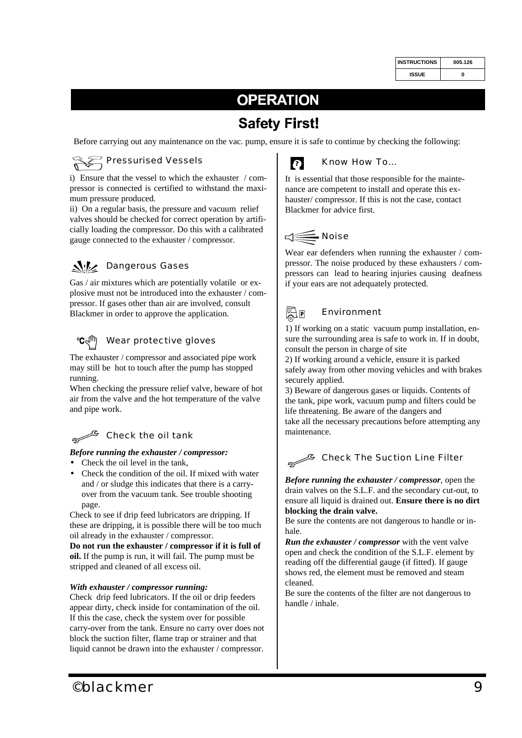# OPERATION

## Safety First!

Before carrying out any maintenance on the vac. pump, ensure it is safe to continue by checking the following:

### Pressurised Vessels

i) Ensure that the vessel to which the exhauster / compressor is connected is certified to withstand the maximum pressure produced.

ii) On a regular basis, the pressure and vacuum relief valves should be checked for correct operation by artificially loading the compressor. Do this with a calibrated gauge connected to the exhauster / compressor.

### Dangerous Gases

Gas / air mixtures which are potentially volatile or explosive must not be introduced into the exhauster / compressor. If gases other than air are involved, consult Blackmer in order to approve the application.

### Wear protective gloves

The exhauster / compressor and associated pipe work may still be hot to touch after the pump has stopped running.

When checking the pressure relief valve, beware of hot air from the valve and the hot temperature of the valve and pipe work.

### Check the oil tank

***Before running the exhauster / compressor:***

- Check the oil level in the tank,
- Check the condition of the oil. If mixed with water and / or sludge this indicates that there is a carry-over from the vacuum tank. See trouble shooting page.

Check to see if drip feed lubricators are dripping. If these are dripping, it is possible there will be too much oil already in the exhauster / compressor.

**Do not run the exhauster / compressor if it is full of oil.** If the pump is run, it will fail. The pump must be stripped and cleaned of all excess oil.

***With exhauster / compressor running:***

Check drip feed lubricators. If the oil or drip feeders appear dirty, check inside for contamination of the oil. If this the case, check the system over for possible carry-over from the tank. Ensure no carry over does not block the suction filter, flame trap or strainer and that liquid cannot be drawn into the exhauster / compressor.

### Know How To...

It is essential that those responsible for the maintenance are competent to install and operate this exhauster/ compressor. If this is not the case, contact Blackmer for advice first.

### Noise

Wear ear defenders when running the exhauster / compressor. The noise produced by these exhausters / compressors can lead to hearing injuries causing deafness if your ears are not adequately protected.

### Environment

1) If working on a static vacuum pump installation, ensure the surrounding area is safe to work in. If in doubt, consult the person in charge of site

2) If working around a vehicle, ensure it is parked safely away from other moving vehicles and with brakes securely applied.

3) Beware of dangerous gases or liquids. Contents of the tank, pipe work, vacuum pump and filters could be life threatening. Be aware of the dangers and take all the necessary precautions before attempting any maintenance.

### Check The Suction Line Filter

***Before running the exhauster / compressor***, open the drain valves on the S.L.F. and the secondary cut-out, to ensure all liquid is drained out. **Ensure there is no dirt blocking the drain valve.**

Be sure the contents are not dangerous to handle or inhale.

***Run the exhauster / compressor*** with the vent valve open and check the condition of the S.L.F. element by reading off the differential gauge (if fitted). If gauge shows red, the element must be removed and steam cleaned.

Be sure the contents of the filter are not dangerous to handle / inhale.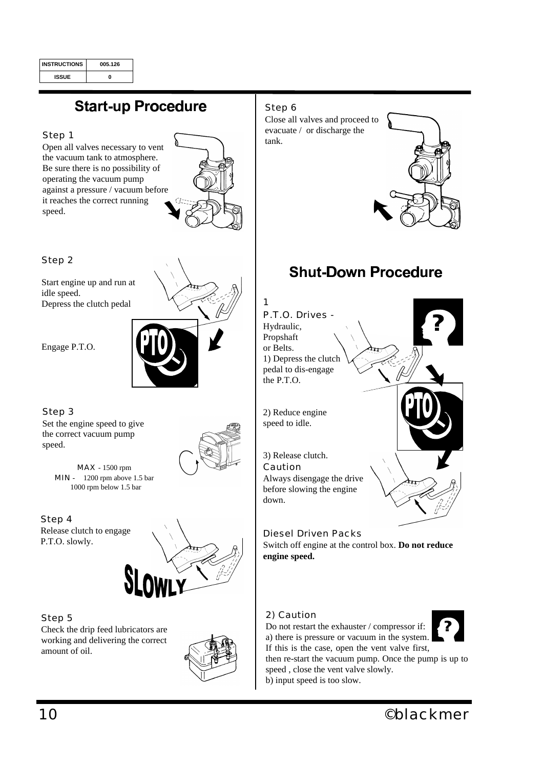| INSTRUCTIONS | 005.126 |
| --- | --- |
| ISSUE | 0 |

# Start-up Procedure

### Step 1
Open all valves necessary to vent the vacuum tank to atmosphere. Be sure there is no possibility of operating the vacuum pump against a pressure / vacuum before it reaches the correct running speed.

### Step 2
Start engine up and run at idle speed.
Depress the clutch pedal

Engage P.T.O.

### Step 3
Set the engine speed to give the correct vacuum pump speed.

MAX - 1500 rpm
MIN - 1200 rpm above 1.5 bar
1000 rpm below 1.5 bar

### Step 4
Release clutch to engage P.T.O. slowly.

SLOWLY

### Step 5
Check the drip feed lubricators are working and delivering the correct amount of oil.

### Step 6
Close all valves and proceed to evacuate / or discharge the tank.

# Shut-Down Procedure

### 1
P.T.O. Drives - Hydraulic, Propshaft or Belts.
1) Depress the clutch pedal to dis-engage the P.T.O.

2) Reduce engine speed to idle.

3) Release clutch.

Caution
Always disengage the drive before slowing the engine down.

### Diesel Driven Packs
Switch off engine at the control box. **Do not reduce engine speed.**

### 2) Caution
Do not restart the exhauster / compressor if:
a) there is pressure or vacuum in the system.
If this is the case, open the vent valve first, then re-start the vacuum pump. Once the pump is up to speed , close the vent valve slowly.
b) input speed is too slow.

©blackmer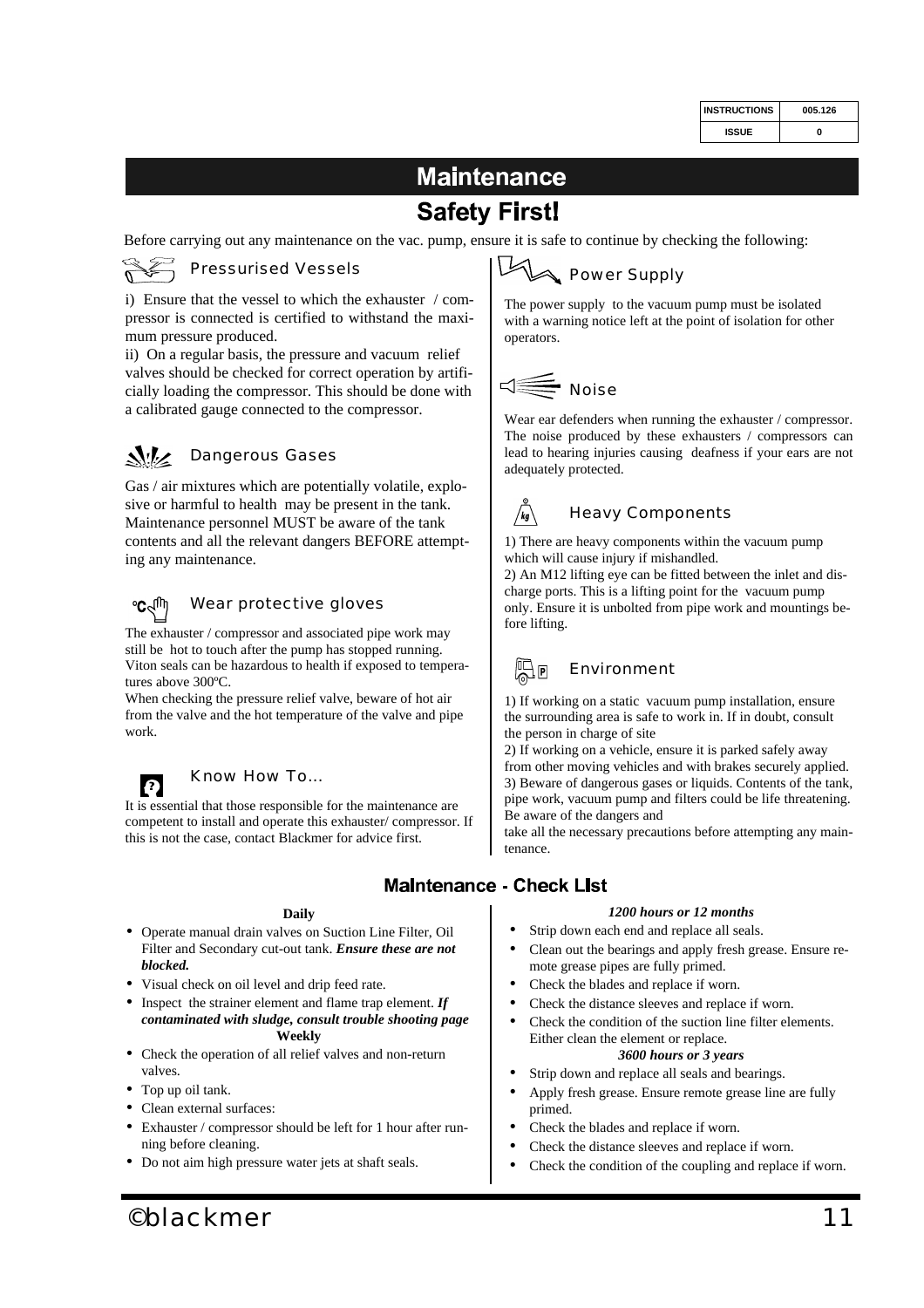| INSTRUCTIONS | 005.126 |
| --- | --- |
| ISSUE | 0 |

# Maintenance

## Safety First!

Before carrying out any maintenance on the vac. pump, ensure it is safe to continue by checking the following:

### Pressurised Vessels

i) Ensure that the vessel to which the exhauster / compressor is connected is certified to withstand the maximum pressure produced.

ii) On a regular basis, the pressure and vacuum relief valves should be checked for correct operation by artificially loading the compressor. This should be done with a calibrated gauge connected to the compressor.

### Dangerous Gases

Gas / air mixtures which are potentially volatile, explosive or harmful to health may be present in the tank. Maintenance personnel MUST be aware of the tank contents and all the relevant dangers BEFORE attempting any maintenance.

### Wear protective gloves

The exhauster / compressor and associated pipe work may still be hot to touch after the pump has stopped running. Viton seals can be hazardous to health if exposed to temperatures above 300ºC.

When checking the pressure relief valve, beware of hot air from the valve and the hot temperature of the valve and pipe work.

### Know How To...

It is essential that those responsible for the maintenance are competent to install and operate this exhauster/ compressor. If this is not the case, contact Blackmer for advice first.

### Power Supply

The power supply to the vacuum pump must be isolated with a warning notice left at the point of isolation for other operators.

### Noise

Wear ear defenders when running the exhauster / compressor. The noise produced by these exhausters / compressors can lead to hearing injuries causing deafness if your ears are not adequately protected.

### Heavy Components

1) There are heavy components within the vacuum pump which will cause injury if mishandled.

2) An M12 lifting eye can be fitted between the inlet and discharge ports. This is a lifting point for the vacuum pump only. Ensure it is unbolted from pipe work and mountings before lifting.

### Environment

1) If working on a static vacuum pump installation, ensure the surrounding area is safe to work in. If in doubt, consult the person in charge of site

2) If working on a vehicle, ensure it is parked safely away from other moving vehicles and with brakes securely applied.

3) Beware of dangerous gases or liquids. Contents of the tank, pipe work, vacuum pump and filters could be life threatening. Be aware of the dangers and take all the necessary precautions before attempting any maintenance.

## Maintenance - Check List

**Daily**

- Operate manual drain valves on Suction Line Filter, Oil Filter and Secondary cut-out tank. ***Ensure these are not blocked.***
- Visual check on oil level and drip feed rate.
- Inspect the strainer element and flame trap element. ***If contaminated with sludge, consult trouble shooting page***

**Weekly**

- Check the operation of all relief valves and non-return valves.
- Top up oil tank.
- Clean external surfaces:
- Exhauster / compressor should be left for 1 hour after running before cleaning.
- Do not aim high pressure water jets at shaft seals.

***1200 hours or 12 months***

- Strip down each end and replace all seals.
- Clean out the bearings and apply fresh grease. Ensure remote grease pipes are fully primed.
- Check the blades and replace if worn.
- Check the distance sleeves and replace if worn.
- Check the condition of the suction line filter elements. Either clean the element or replace.

***3600 hours or 3 years***

- Strip down and replace all seals and bearings.
- Apply fresh grease. Ensure remote grease line are fully primed.
- Check the blades and replace if worn.
- Check the distance sleeves and replace if worn.
- Check the condition of the coupling and replace if worn.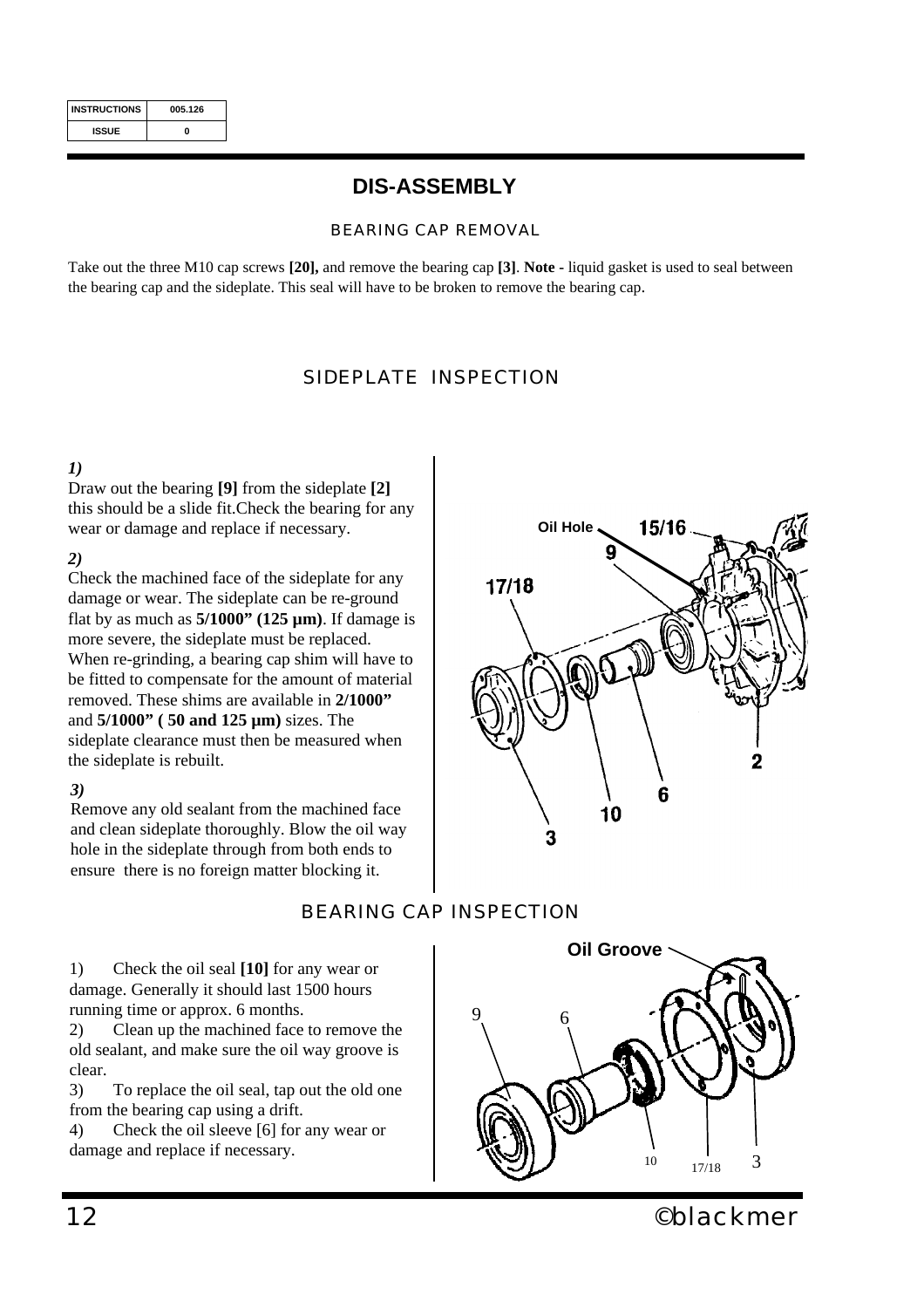| INSTRUCTIONS | 005.126 |
| --- | --- |
| ISSUE | 0 |

# DIS-ASSEMBLY

## BEARING CAP REMOVAL

Take out the three M10 cap screws **[20],** and remove the bearing cap **[3]**. **Note -** liquid gasket is used to seal between the bearing cap and the sideplate. This seal will have to be broken to remove the bearing cap.

## SIDEPLATE INSPECTION

***1)***
Draw out the bearing **[9]** from the sideplate **[2]** this should be a slide fit.Check the bearing for any wear or damage and replace if necessary.

***2)***
Check the machined face of the sideplate for any damage or wear. The sideplate can be re-ground flat by as much as **5/1000" (125 µm)**. If damage is more severe, the sideplate must be replaced. When re-grinding, a bearing cap shim will have to be fitted to compensate for the amount of material removed. These shims are available in **2/1000"** and **5/1000" ( 50 and 125 µm)** sizes. The sideplate clearance must then be measured when the sideplate is rebuilt.

***3)***
Remove any old sealant from the machined face and clean sideplate thoroughly. Blow the oil way hole in the sideplate through from both ends to ensure there is no foreign matter blocking it.

## BEARING CAP INSPECTION

1) Check the oil seal **[10]** for any wear or damage. Generally it should last 1500 hours running time or approx. 6 months.
2) Clean up the machined face to remove the old sealant, and make sure the oil way groove is clear.
3) To replace the oil seal, tap out the old one from the bearing cap using a drift.
4) Check the oil sleeve [6] for any wear or damage and replace if necessary.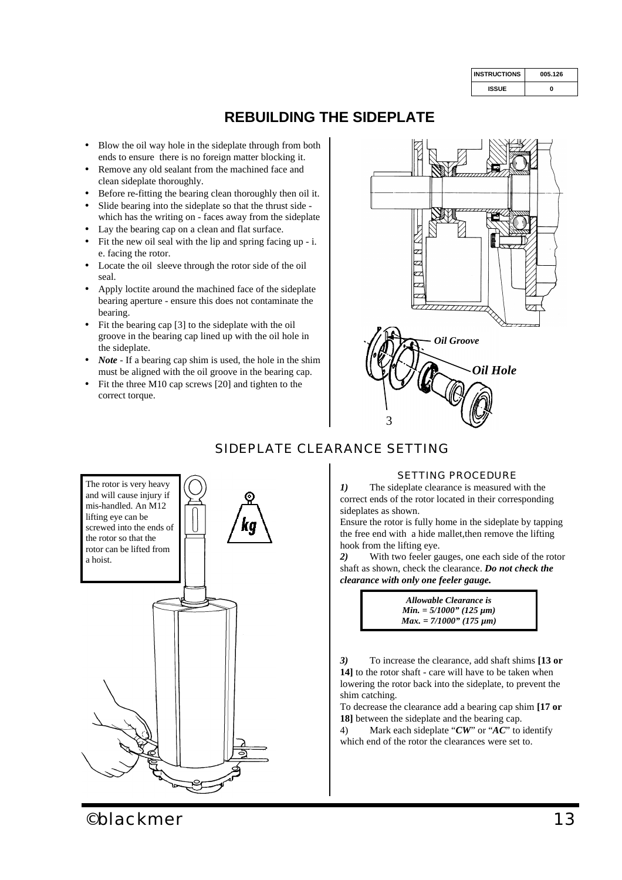| INSTRUCTIONS | 005.126 |
| --- | --- |
| ISSUE | 0 |

# REBUILDING THE SIDEPLATE

- Blow the oil way hole in the sideplate through from both ends to ensure there is no foreign matter blocking it.
- Remove any old sealant from the machined face and clean sideplate thoroughly.
- Before re-fitting the bearing clean thoroughly then oil it.
- Slide bearing into the sideplate so that the thrust side - which has the writing on - faces away from the sideplate
- Lay the bearing cap on a clean and flat surface.
- Fit the new oil seal with the lip and spring facing up - i. e. facing the rotor.
- Locate the oil sleeve through the rotor side of the oil seal.
- Apply loctite around the machined face of the sideplate bearing aperture - ensure this does not contaminate the bearing.
- Fit the bearing cap [3] to the sideplate with the oil groove in the bearing cap lined up with the oil hole in the sideplate.
- ***Note*** - If a bearing cap shim is used, the hole in the shim must be aligned with the oil groove in the bearing cap.
- Fit the three M10 cap screws [20] and tighten to the correct torque.

***Oil Groove***

***Oil Hole***

3

## SIDEPLATE CLEARANCE SETTING

The rotor is very heavy and will cause injury if mis-handled. An M12 lifting eye can be screwed into the ends of the rotor so that the rotor can be lifted from a hoist.

### SETTING PROCEDURE

***1)*** The sideplate clearance is measured with the correct ends of the rotor located in their corresponding sideplates as shown.

Ensure the rotor is fully home in the sideplate by tapping the free end with a hide mallet,then remove the lifting hook from the lifting eye.

***2)*** With two feeler gauges, one each side of the rotor shaft as shown, check the clearance. ***Do not check the clearance with only one feeler gauge.***

> ***Allowable Clearance is***
> ***Min. = 5/1000" (125 µm)***
> ***Max. = 7/1000" (175 µm)***

***3)*** To increase the clearance, add shaft shims **[13 or 14]** to the rotor shaft - care will have to be taken when lowering the rotor back into the sideplate, to prevent the shim catching.

To decrease the clearance add a bearing cap shim **[17 or 18]** between the sideplate and the bearing cap.

4) Mark each sideplate "***CW***" or "***AC***" to identify which end of the rotor the clearances were set to.

©blackmer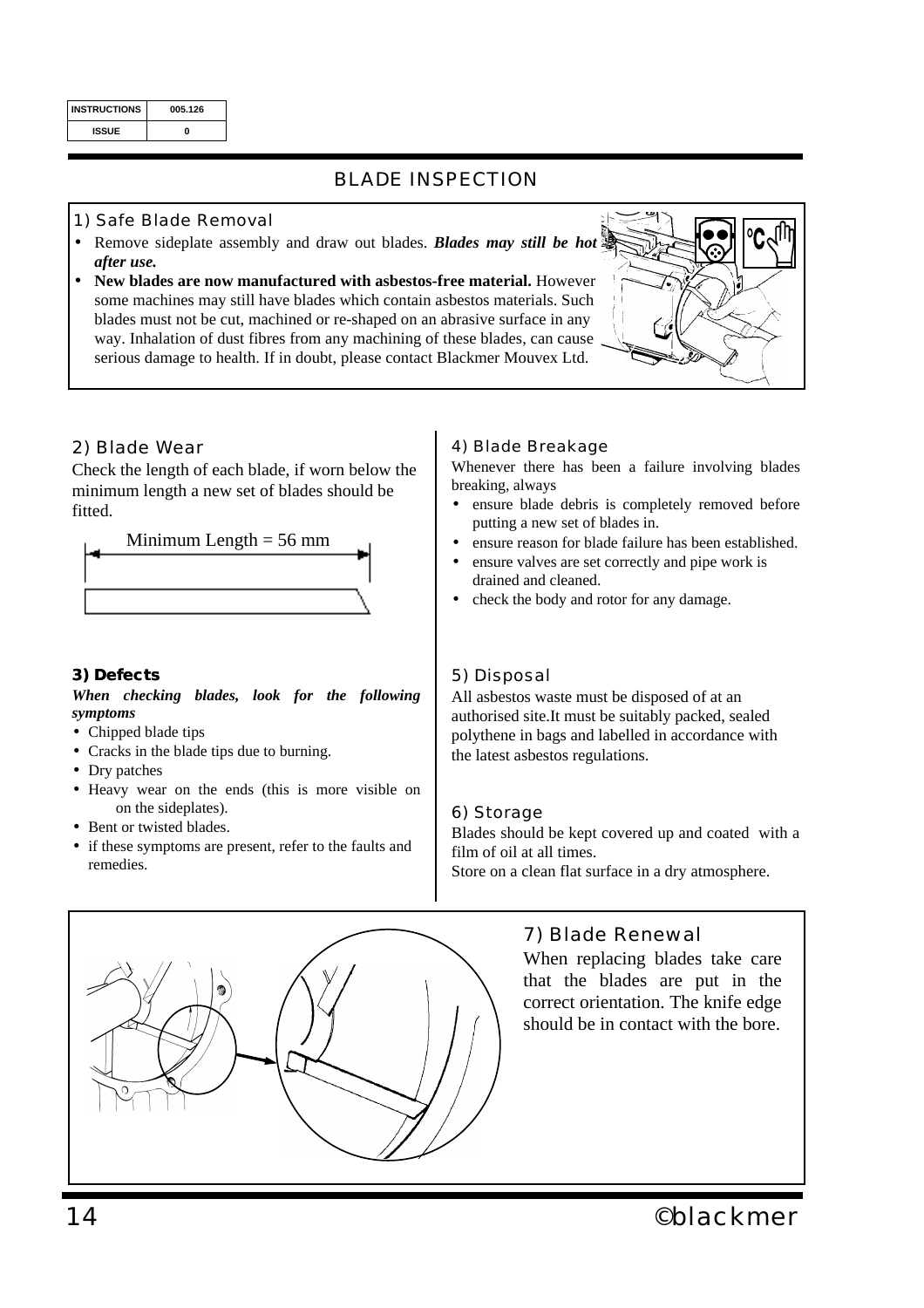| INSTRUCTIONS | 005.126 |
| --- | --- |
| ISSUE | 0 |

# BLADE INSPECTION

## 1) Safe Blade Removal

- Remove sideplate assembly and draw out blades. ***Blades may still be hot after use.***
- **New blades are now manufactured with asbestos-free material.** However some machines may still have blades which contain asbestos materials. Such blades must not be cut, machined or re-shaped on an abrasive surface in any way. Inhalation of dust fibres from any machining of these blades, can cause serious damage to health. If in doubt, please contact Blackmer Mouvex Ltd.

## 2) Blade Wear

Check the length of each blade, if worn below the minimum length a new set of blades should be fitted.

Minimum Length = 56 mm

## 3) Defects

***When checking blades, look for the following symptoms***

- Chipped blade tips
- Cracks in the blade tips due to burning.
- Dry patches
- Heavy wear on the ends (this is more visible on on the sideplates).
- Bent or twisted blades.
- if these symptoms are present, refer to the faults and remedies.

## 4) Blade Breakage

Whenever there has been a failure involving blades breaking, always

- ensure blade debris is completely removed before putting a new set of blades in.
- ensure reason for blade failure has been established.
- ensure valves are set correctly and pipe work is drained and cleaned.
- check the body and rotor for any damage.

## 5) Disposal

All asbestos waste must be disposed of at an authorised site.It must be suitably packed, sealed polythene in bags and labelled in accordance with the latest asbestos regulations.

## 6) Storage

Blades should be kept covered up and coated with a film of oil at all times.
Store on a clean flat surface in a dry atmosphere.

## 7) Blade Renewal

When replacing blades take care that the blades are put in the correct orientation. The knife edge should be in contact with the bore.

©blackmer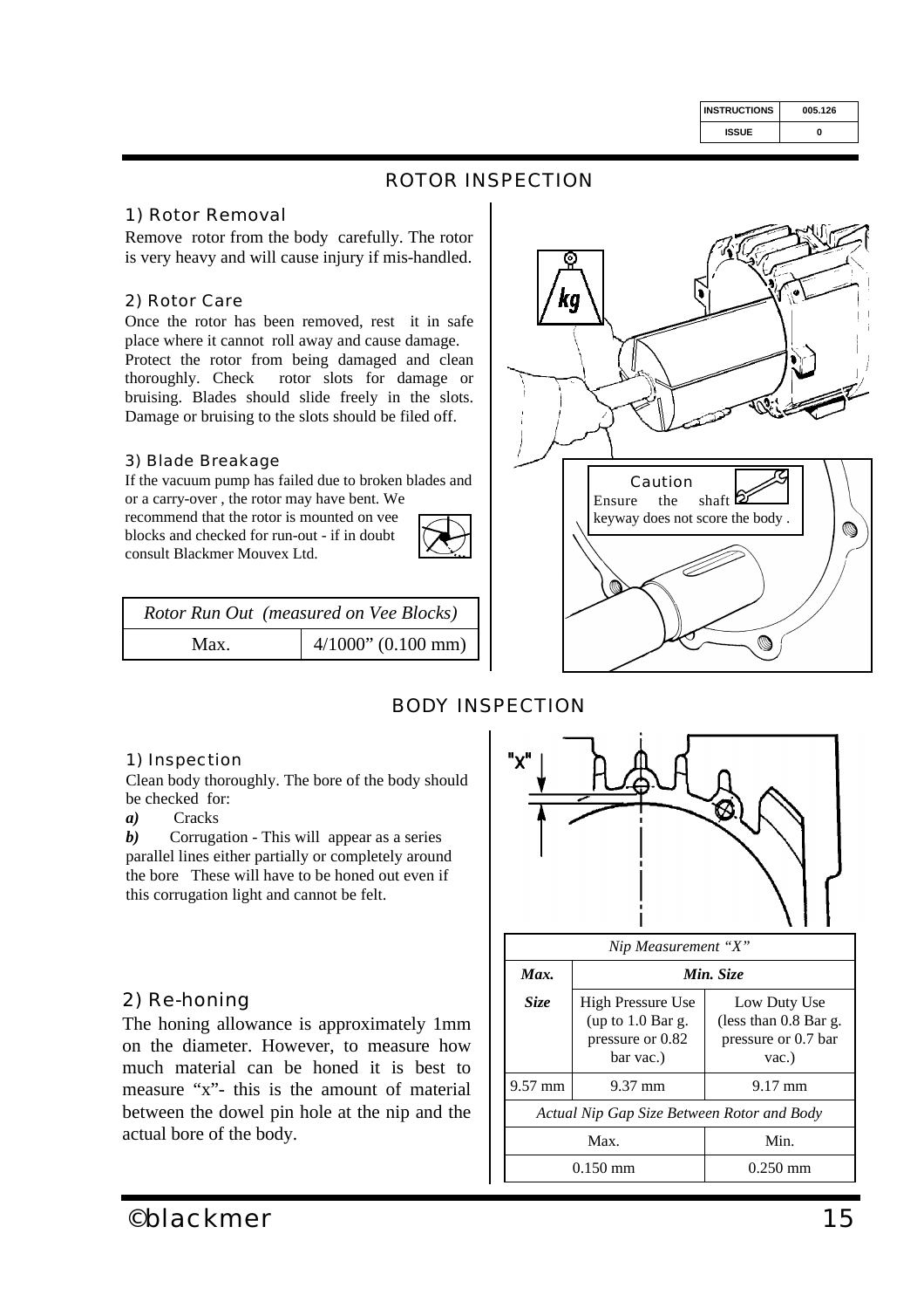## ROTOR INSPECTION

### 1) Rotor Removal

Remove rotor from the body carefully. The rotor is very heavy and will cause injury if mis-handled.

### 2) Rotor Care

Once the rotor has been removed, rest it in safe place where it cannot roll away and cause damage.
Protect the rotor from being damaged and clean thoroughly. Check rotor slots for damage or bruising. Blades should slide freely in the slots. Damage or bruising to the slots should be filed off.

### 3) Blade Breakage

If the vacuum pump has failed due to broken blades and or a carry-over , the rotor may have bent. We recommend that the rotor is mounted on vee blocks and checked for run-out - if in doubt consult Blackmer Mouvex Ltd.

| *Rotor Run Out (measured on Vee Blocks)* | |
|---|---|
| Max. | 4/1000" (0.100 mm) |

**Caution**
Ensure the shaft keyway does not score the body .

## BODY INSPECTION

### 1) Inspection

Clean body thoroughly. The bore of the body should be checked for:

***a)*** Cracks

***b)*** Corrugation - This will appear as a series parallel lines either partially or completely around the bore These will have to be honed out even if this corrugation light and cannot be felt.

"X"

### 2) Re-honing

The honing allowance is approximately 1mm on the diameter. However, to measure how much material can be honed it is best to measure "x"- this is the amount of material between the dowel pin hole at the nip and the actual bore of the body.

| *Nip Measurement "X"* | | |
|---|---|---|
| ***Max.*** | ***Min. Size*** | |
| ***Size*** | High Pressure Use (up to 1.0 Bar g. pressure or 0.82 bar vac.) | Low Duty Use (less than 0.8 Bar g. pressure or 0.7 bar vac.) |
| 9.57 mm | 9.37 mm | 9.17 mm |
| *Actual Nip Gap Size Between Rotor and Body* | | |
| Max. | | Min. |
| 0.150 mm | | 0.250 mm |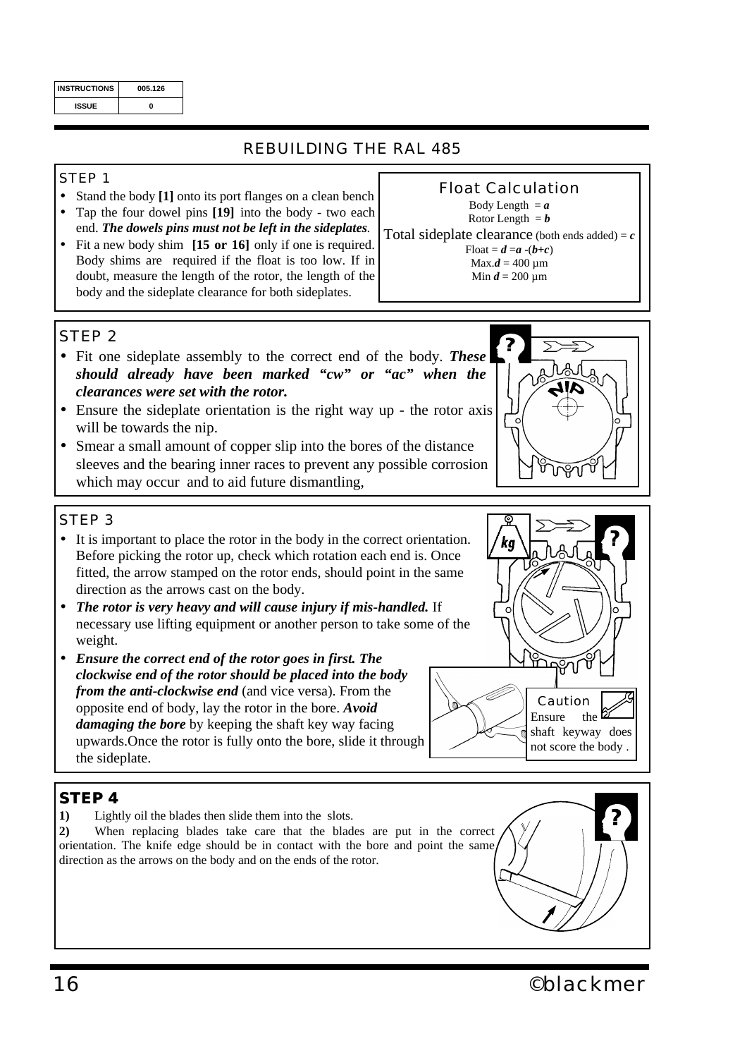| INSTRUCTIONS | 005.126 |
|---|---|
| ISSUE | 0 |

# REBUILDING THE RAL 485

## STEP 1

- Stand the body **[1]** onto its port flanges on a clean bench
- Tap the four dowel pins **[19]** into the body - two each end. ***The dowels pins must not be left in the sideplates****.*
- Fit a new body shim **[15 or 16]** only if one is required. Body shims are required if the float is too low. If in doubt, measure the length of the rotor, the length of the body and the sideplate clearance for both sideplates.

**Float Calculation**

Body Length = $a$

Rotor Length = $b$

Total sideplate clearance (both ends added) = $c$

Float = $d = a - (b + c)$

Max. $d$ = 400 µm

Min $d$ = 200 µm

## STEP 2

- Fit one sideplate assembly to the correct end of the body. ***These should already have been marked "cw" or "ac" when the clearances were set with the rotor.***
- Ensure the sideplate orientation is the right way up - the rotor axis will be towards the nip.
- Smear a small amount of copper slip into the bores of the distance sleeves and the bearing inner races to prevent any possible corrosion which may occur and to aid future dismantling,

NIP

## STEP 3

- It is important to place the rotor in the body in the correct orientation. Before picking the rotor up, check which rotation each end is. Once fitted, the arrow stamped on the rotor ends, should point in the same direction as the arrows cast on the body.
- ***The rotor is very heavy and will cause injury if mis-handled.*** If necessary use lifting equipment or another person to take some of the weight.
- ***Ensure the correct end of the rotor goes in first. The clockwise end of the rotor should be placed into the body from the anti-clockwise end*** (and vice versa). From the opposite end of body, lay the rotor in the bore. ***Avoid damaging the bore*** by keeping the shaft key way facing upwards.Once the rotor is fully onto the bore, slide it through the sideplate.

kg

**Caution**

Ensure the shaft keyway does not score the body .

## STEP 4

**1)** Lightly oil the blades then slide them into the slots.

**2)** When replacing blades take care that the blades are put in the correct orientation. The knife edge should be in contact with the bore and point the same direction as the arrows on the body and on the ends of the rotor.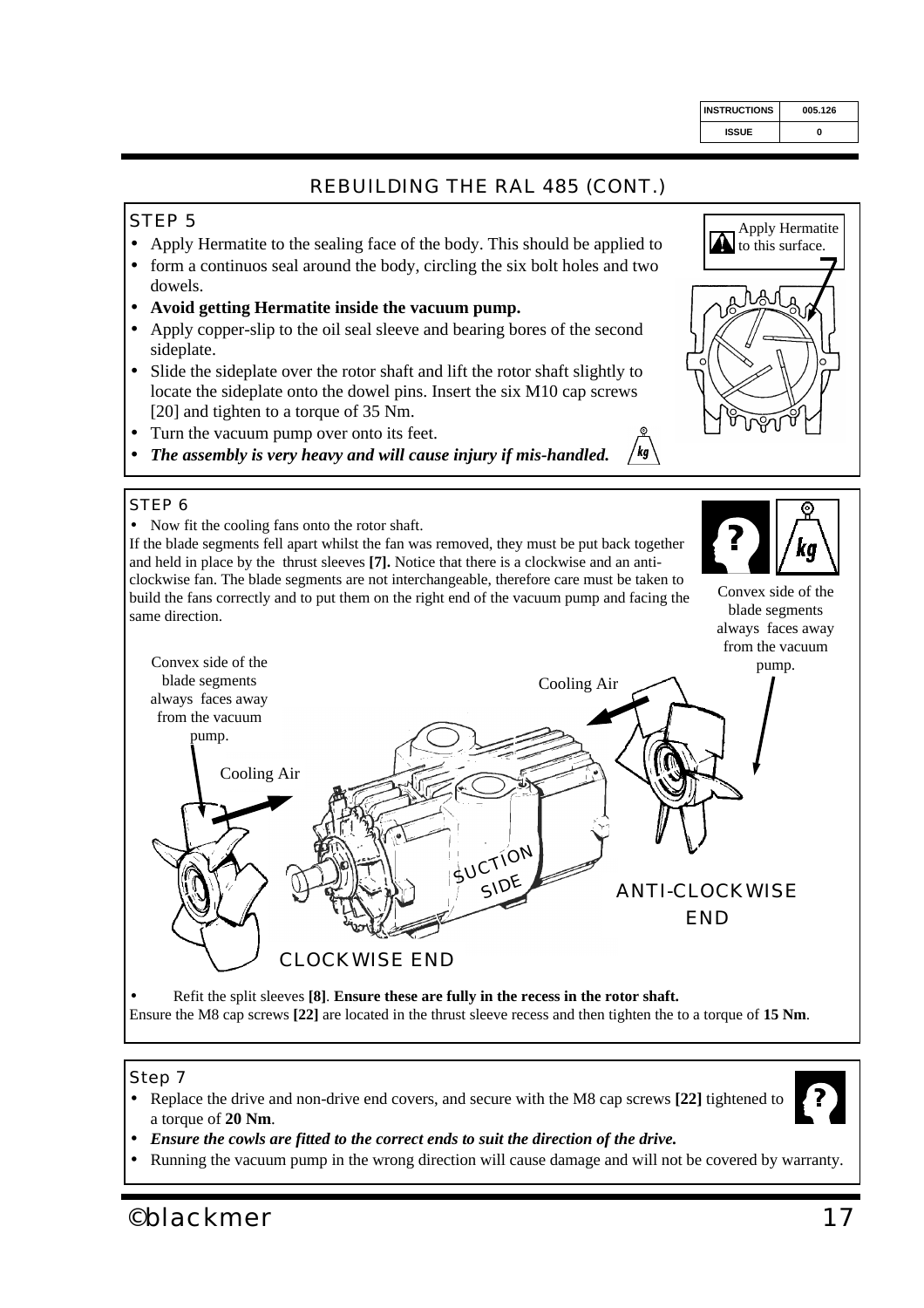## REBUILDING THE RAL 485 (CONT.)

### STEP 5

- Apply Hermatite to the sealing face of the body. This should be applied to
- form a continuos seal around the body, circling the six bolt holes and two dowels.
- **Avoid getting Hermatite inside the vacuum pump.**
- Apply copper-slip to the oil seal sleeve and bearing bores of the second sideplate.
- Slide the sideplate over the rotor shaft and lift the rotor shaft slightly to locate the sideplate onto the dowel pins. Insert the six M10 cap screws [20] and tighten to a torque of 35 Nm.
- Turn the vacuum pump over onto its feet.
- ***The assembly is very heavy and will cause injury if mis-handled.***

Apply Hermatite to this surface.

### STEP 6

- Now fit the cooling fans onto the rotor shaft.

If the blade segments fell apart whilst the fan was removed, they must be put back together and held in place by the thrust sleeves **[7].** Notice that there is a clockwise and an anti-clockwise fan. The blade segments are not interchangeable, therefore care must be taken to build the fans correctly and to put them on the right end of the vacuum pump and facing the same direction.

Convex side of the blade segments always faces away from the vacuum pump.

Cooling Air

Convex side of the blade segments always faces away from the vacuum pump.

Cooling Air

SUCTION SIDE

ANTI-CLOCKWISE END

CLOCKWISE END

- Refit the split sleeves **[8]**. **Ensure these are fully in the recess in the rotor shaft.**

Ensure the M8 cap screws **[22]** are located in the thrust sleeve recess and then tighten the to a torque of **15 Nm**.

### Step 7

- Replace the drive and non-drive end covers, and secure with the M8 cap screws **[22]** tightened to a torque of **20 Nm**.
- ***Ensure the cowls are fitted to the correct ends to suit the direction of the drive.***
- Running the vacuum pump in the wrong direction will cause damage and will not be covered by warranty.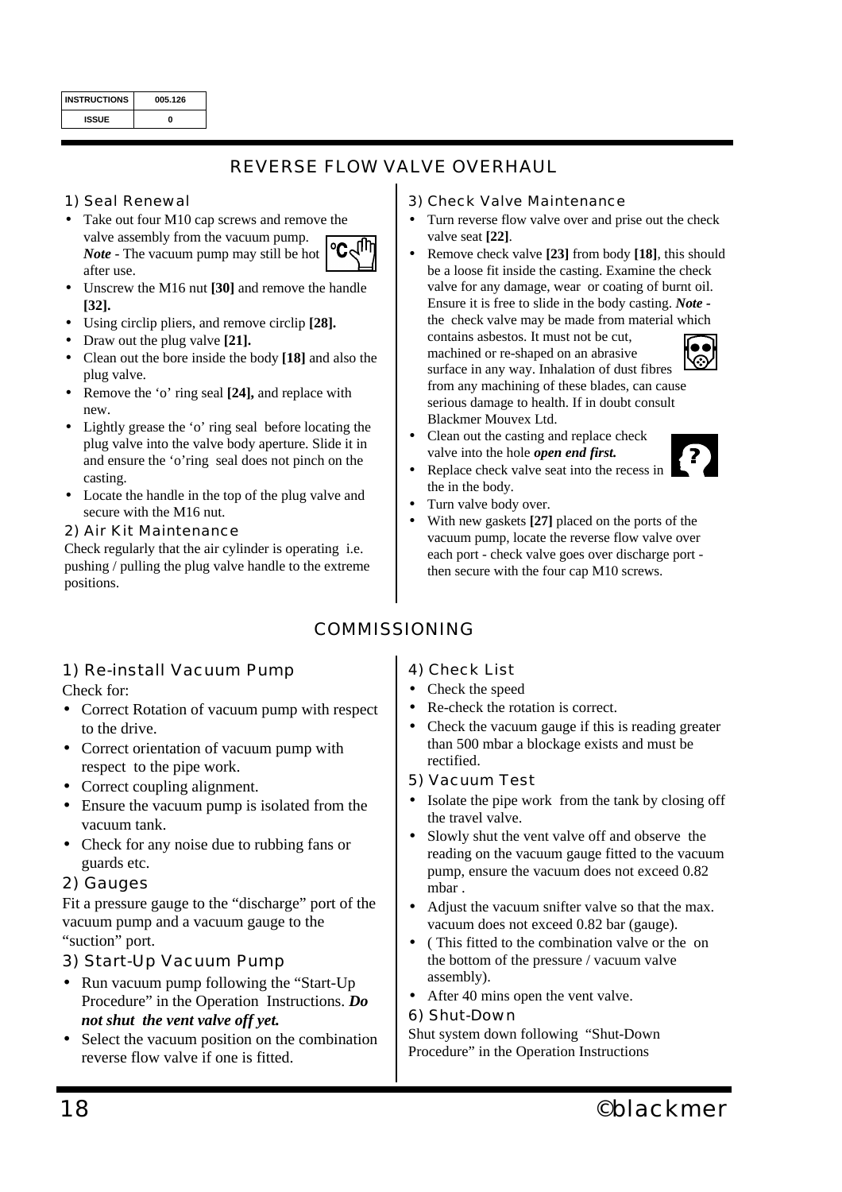| INSTRUCTIONS | 005.126 |
| --- | --- |
| ISSUE | 0 |

## REVERSE FLOW VALVE OVERHAUL

### 1) Seal Renewal

- Take out four M10 cap screws and remove the valve assembly from the vacuum pump. ***Note*** - The vacuum pump may still be hot after use.
- Unscrew the M16 nut **[30]** and remove the handle **[32].**
- Using circlip pliers, and remove circlip **[28].**
- Draw out the plug valve **[21].**
- Clean out the bore inside the body **[18]** and also the plug valve.
- Remove the 'o' ring seal **[24],** and replace with new.
- Lightly grease the 'o' ring seal before locating the plug valve into the valve body aperture. Slide it in and ensure the 'o'ring seal does not pinch on the casting.
- Locate the handle in the top of the plug valve and secure with the M16 nut.

### 2) Air Kit Maintenance

Check regularly that the air cylinder is operating i.e. pushing / pulling the plug valve handle to the extreme positions.

### 3) Check Valve Maintenance

- Turn reverse flow valve over and prise out the check valve seat **[22]**.
- Remove check valve **[23]** from body **[18]**, this should be a loose fit inside the casting. Examine the check valve for any damage, wear or coating of burnt oil. Ensure it is free to slide in the body casting. ***Note -*** the check valve may be made from material which contains asbestos. It must not be cut, machined or re-shaped on an abrasive surface in any way. Inhalation of dust fibres from any machining of these blades, can cause serious damage to health. If in doubt consult Blackmer Mouvex Ltd.
- Clean out the casting and replace check valve into the hole ***open end first.***
- Replace check valve seat into the recess in the in the body.
- Turn valve body over.
- With new gaskets **[27]** placed on the ports of the vacuum pump, locate the reverse flow valve over each port - check valve goes over discharge port - then secure with the four cap M10 screws.

## COMMISSIONING

### 1) Re-install Vacuum Pump

Check for:

- Correct Rotation of vacuum pump with respect to the drive.
- Correct orientation of vacuum pump with respect to the pipe work.
- Correct coupling alignment.
- Ensure the vacuum pump is isolated from the vacuum tank.
- Check for any noise due to rubbing fans or guards etc.

### 2) Gauges

Fit a pressure gauge to the "discharge" port of the vacuum pump and a vacuum gauge to the "suction" port.

### 3) Start-Up Vacuum Pump

- Run vacuum pump following the "Start-Up Procedure" in the Operation Instructions. ***Do not shut the vent valve off yet.***
- Select the vacuum position on the combination reverse flow valve if one is fitted.

### 4) Check List

- Check the speed
- Re-check the rotation is correct.
- Check the vacuum gauge if this is reading greater than 500 mbar a blockage exists and must be rectified.

### 5) Vacuum Test

- Isolate the pipe work from the tank by closing off the travel valve.
- Slowly shut the vent valve off and observe the reading on the vacuum gauge fitted to the vacuum pump, ensure the vacuum does not exceed 0.82 mbar .
- Adjust the vacuum snifter valve so that the max. vacuum does not exceed 0.82 bar (gauge).
- ( This fitted to the combination valve or the on the bottom of the pressure / vacuum valve assembly).
- After 40 mins open the vent valve.

### 6) Shut-Down

Shut system down following "Shut-Down Procedure" in the Operation Instructions

©blackmer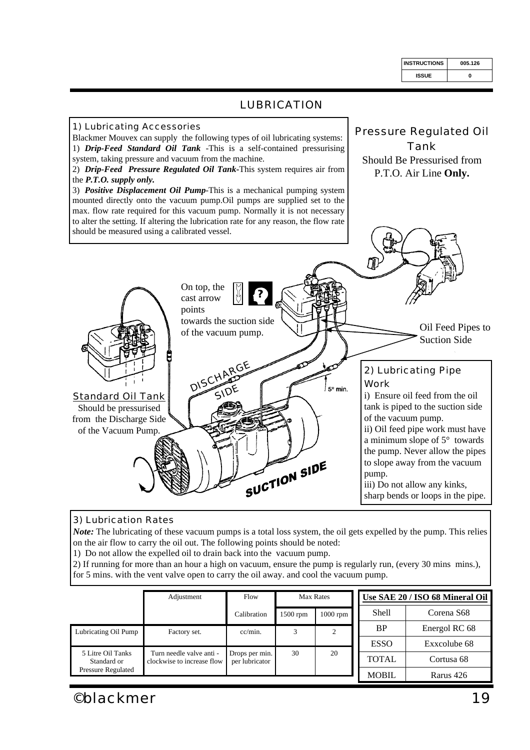| INSTRUCTIONS | 005.126 |
| --- | --- |
| ISSUE | 0 |

# LUBRICATION

## 1) Lubricating Accessories

Blackmer Mouvex can supply the following types of oil lubricating systems:

1) ***Drip-Feed Standard Oil Tank*** -This is a self-contained pressurising system, taking pressure and vacuum from the machine.

2) ***Drip-Feed Pressure Regulated Oil Tank***-This system requires air from the ***P.T.O. supply only.***

3) ***Positive Displacement Oil Pump***-This is a mechanical pumping system mounted directly onto the vacuum pump.Oil pumps are supplied set to the max. flow rate required for this vacuum pump. Normally it is not necessary to alter the setting. If altering the lubrication rate for any reason, the flow rate should be measured using a calibrated vessel.

Pressure Regulated Oil Tank

Should Be Pressurised from P.T.O. Air Line **Only.**

On top, the cast arrow points towards the suction side of the vacuum pump.

Oil Feed Pipes to Suction Side

DISCHARGE SIDE

5° min.

Standard Oil Tank

Should be pressurised from the Discharge Side of the Vacuum Pump.

SUCTION SIDE

## 2) Lubricating Pipe Work

i) Ensure oil feed from the oil tank is piped to the suction side of the vacuum pump.

ii) Oil feed pipe work must have a minimum slope of 5° towards the pump. Never allow the pipes to slope away from the vacuum pump.

iii) Do not allow any kinks, sharp bends or loops in the pipe.

## 3) Lubrication Rates

***Note:*** The lubricating of these vacuum pumps is a total loss system, the oil gets expelled by the pump. This relies on the air flow to carry the oil out. The following points should be noted:

1) Do not allow the expelled oil to drain back into the vacuum pump.

2) If running for more than an hour a high on vacuum, ensure the pump is regularly run, (every 30 mins mins.), for 5 mins. with the vent valve open to carry the oil away. and cool the vacuum pump.

| | Adjustment | Flow | Max Rates | |
| --- | --- | --- | --- | --- |
| | | Calibration | 1500 rpm | 1000 rpm |
| Lubricating Oil Pump | Factory set. | cc/min. | 3 | 2 |
| 5 Litre Oil Tanks Standard or Pressure Regulated | Turn needle valve anti - clockwise to increase flow | Drops per min. per lubricator | 30 | 20 |

| **Use SAE 20 / ISO 68 Mineral Oil** | |
| --- | --- |
| Shell | Corena S68 |
| BP | Energol RC 68 |
| ESSO | Exxcolube 68 |
| TOTAL | Cortusa 68 |
| MOBIL | Rarus 426 |

©blackmer